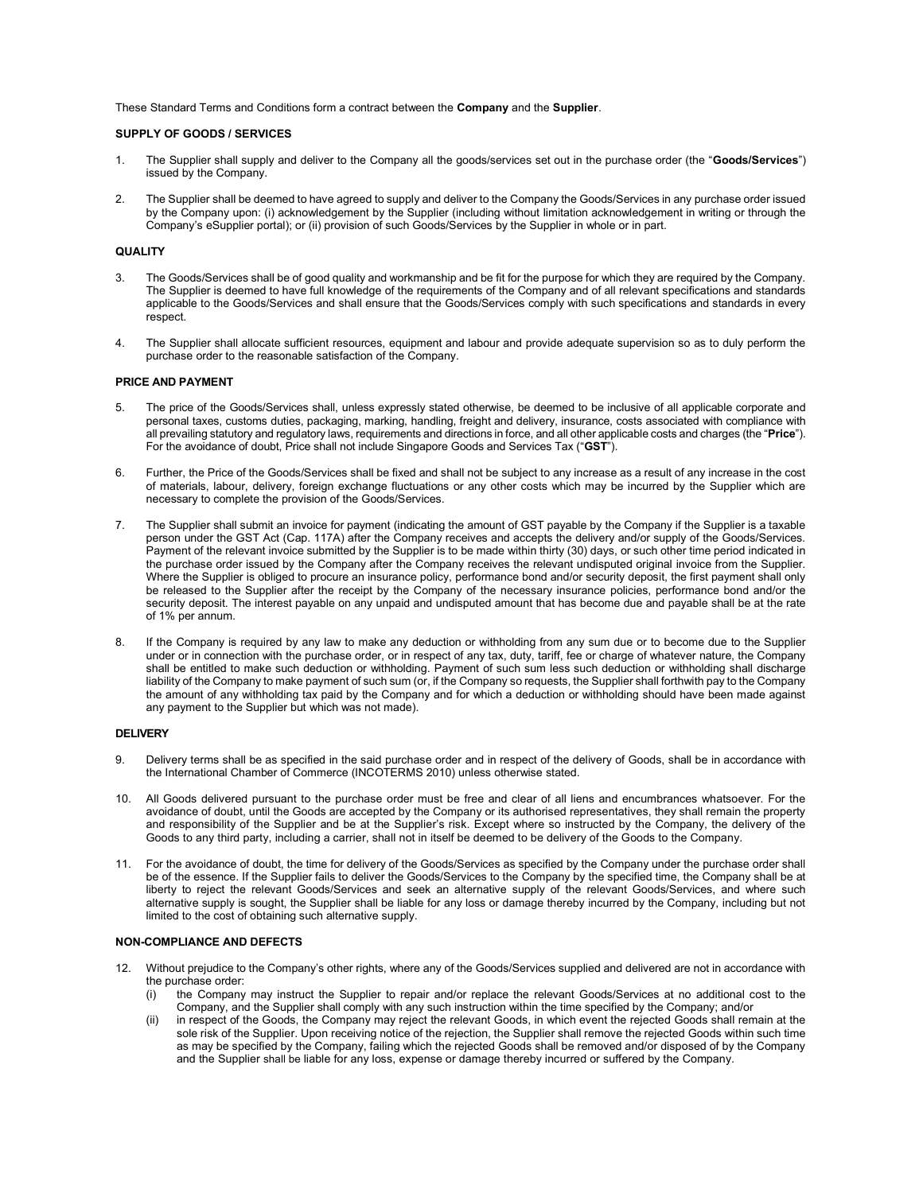These Standard Terms and Conditions form a contract between the **Company** and the **Supplier**.

## SUPPLY OF GOODS / SERVICES

1. The Supplier shall supply and deliver to the Company all the goods/services set out in the purchase order (the "**Goods/Services**") issued by the Company.

2. The Supplier shall be deemed to have agreed to supply and deliver to the Company the Goods/Services in any purchase order issued by the Company upon: (i) acknowledgement by the Supplier (including without limitation acknowledgement in writing or through the Company's eSupplier portal); or (ii) provision of such Goods/Services by the Supplier in whole or in part.

## QUALITY

3. The Goods/Services shall be of good quality and workmanship and be fit for the purpose for which they are required by the Company. The Supplier is deemed to have full knowledge of the requirements of the Company and of all relevant specifications and standards applicable to the Goods/Services and shall ensure that the Goods/Services comply with such specifications and standards in every respect.

4. The Supplier shall allocate sufficient resources, equipment and labour and provide adequate supervision so as to duly perform the purchase order to the reasonable satisfaction of the Company.

## PRICE AND PAYMENT

5. The price of the Goods/Services shall, unless expressly stated otherwise, be deemed to be inclusive of all applicable corporate and personal taxes, customs duties, packaging, marking, handling, freight and delivery, insurance, costs associated with compliance with all prevailing statutory and regulatory laws, requirements and directions in force, and all other applicable costs and charges (the "**Price**"). For the avoidance of doubt, Price shall not include Singapore Goods and Services Tax ("**GST**").

6. Further, the Price of the Goods/Services shall be fixed and shall not be subject to any increase as a result of any increase in the cost of materials, labour, delivery, foreign exchange fluctuations or any other costs which may be incurred by the Supplier which are necessary to complete the provision of the Goods/Services.

7. The Supplier shall submit an invoice for payment (indicating the amount of GST payable by the Company if the Supplier is a taxable person under the GST Act (Cap. 117A) after the Company receives and accepts the delivery and/or supply of the Goods/Services. Payment of the relevant invoice submitted by the Supplier is to be made within thirty (30) days, or such other time period indicated in the purchase order issued by the Company after the Company receives the relevant undisputed original invoice from the Supplier. Where the Supplier is obliged to procure an insurance policy, performance bond and/or security deposit, the first payment shall only be released to the Supplier after the receipt by the Company of the necessary insurance policies, performance bond and/or the security deposit. The interest payable on any unpaid and undisputed amount that has become due and payable shall be at the rate of 1% per annum.

8. If the Company is required by any law to make any deduction or withholding from any sum due or to become due to the Supplier under or in connection with the purchase order, or in respect of any tax, duty, tariff, fee or charge of whatever nature, the Company shall be entitled to make such deduction or withholding. Payment of such sum less such deduction or withholding shall discharge liability of the Company to make payment of such sum (or, if the Company so requests, the Supplier shall forthwith pay to the Company the amount of any withholding tax paid by the Company and for which a deduction or withholding should have been made against any payment to the Supplier but which was not made).

## DELIVERY

9. Delivery terms shall be as specified in the said purchase order and in respect of the delivery of Goods, shall be in accordance with the International Chamber of Commerce (INCOTERMS 2010) unless otherwise stated.

10. All Goods delivered pursuant to the purchase order must be free and clear of all liens and encumbrances whatsoever. For the avoidance of doubt, until the Goods are accepted by the Company or its authorised representatives, they shall remain the property and responsibility of the Supplier and be at the Supplier's risk. Except where so instructed by the Company, the delivery of the Goods to any third party, including a carrier, shall not in itself be deemed to be delivery of the Goods to the Company.

11. For the avoidance of doubt, the time for delivery of the Goods/Services as specified by the Company under the purchase order shall be of the essence. If the Supplier fails to deliver the Goods/Services to the Company by the specified time, the Company shall be at liberty to reject the relevant Goods/Services and seek an alternative supply of the relevant Goods/Services, and where such alternative supply is sought, the Supplier shall be liable for any loss or damage thereby incurred by the Company, including but not limited to the cost of obtaining such alternative supply.

## NON-COMPLIANCE AND DEFECTS

12. Without prejudice to the Company's other rights, where any of the Goods/Services supplied and delivered are not in accordance with the purchase order:
    (i) the Company may instruct the Supplier to repair and/or replace the relevant Goods/Services at no additional cost to the Company, and the Supplier shall comply with any such instruction within the time specified by the Company; and/or
    (ii) in respect of the Goods, the Company may reject the relevant Goods, in which event the rejected Goods shall remain at the sole risk of the Supplier. Upon receiving notice of the rejection, the Supplier shall remove the rejected Goods within such time as may be specified by the Company, failing which the rejected Goods shall be removed and/or disposed of by the Company and the Supplier shall be liable for any loss, expense or damage thereby incurred or suffered by the Company.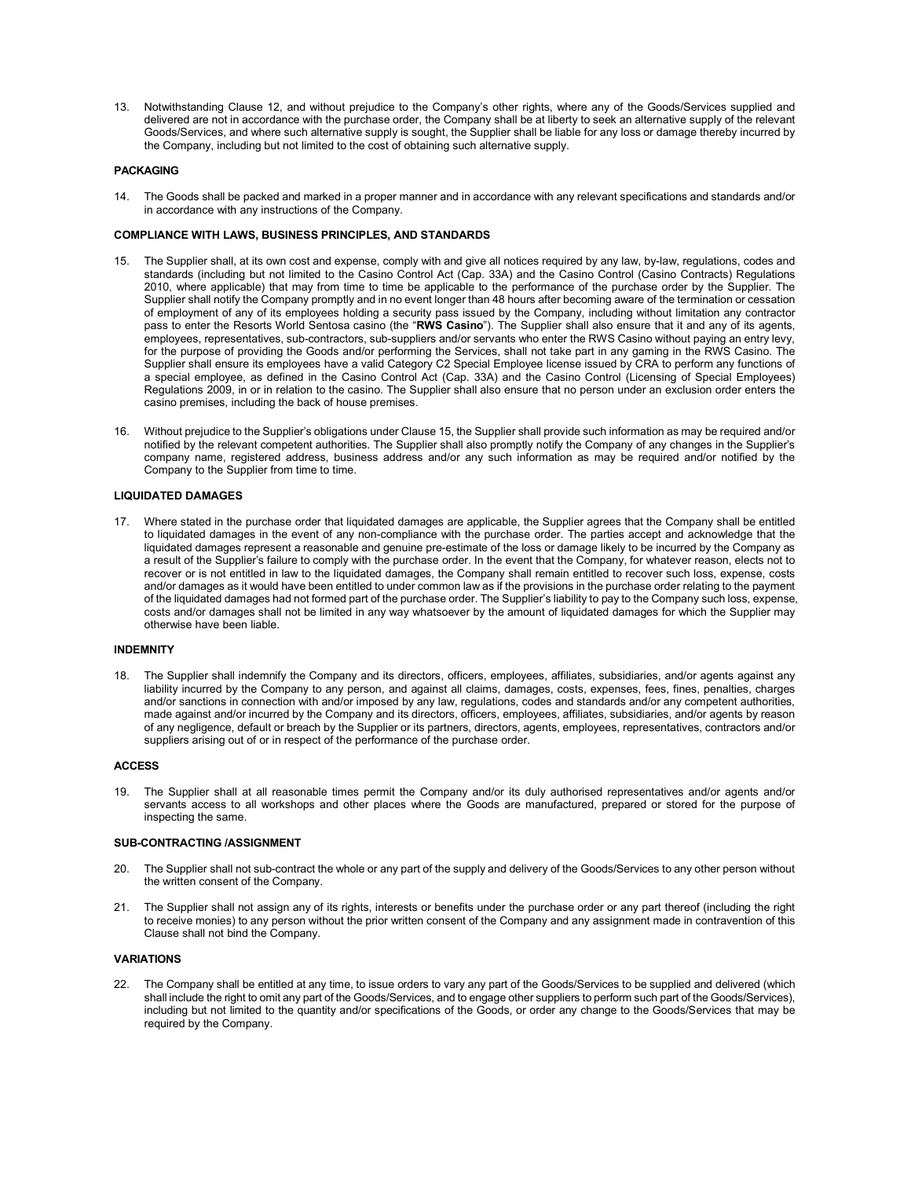13. Notwithstanding Clause 12, and without prejudice to the Company's other rights, where any of the Goods/Services supplied and delivered are not in accordance with the purchase order, the Company shall be at liberty to seek an alternative supply of the relevant Goods/Services, and where such alternative supply is sought, the Supplier shall be liable for any loss or damage thereby incurred by the Company, including but not limited to the cost of obtaining such alternative supply.

#### PACKAGING

14. The Goods shall be packed and marked in a proper manner and in accordance with any relevant specifications and standards and/or in accordance with any instructions of the Company.

#### COMPLIANCE WITH LAWS, BUSINESS PRINCIPLES, AND STANDARDS

15. The Supplier shall, at its own cost and expense, comply with and give all notices required by any law, by-law, regulations, codes and standards (including but not limited to the Casino Control Act (Cap. 33A) and the Casino Control (Casino Contracts) Regulations 2010, where applicable) that may from time to time be applicable to the performance of the purchase order by the Supplier. The Supplier shall notify the Company promptly and in no event longer than 48 hours after becoming aware of the termination or cessation of employment of any of its employees holding a security pass issued by the Company, including without limitation any contractor pass to enter the Resorts World Sentosa casino (the "**RWS Casino**"). The Supplier shall also ensure that it and any of its agents, employees, representatives, sub-contractors, sub-suppliers and/or servants who enter the RWS Casino without paying an entry levy, for the purpose of providing the Goods and/or performing the Services, shall not take part in any gaming in the RWS Casino. The Supplier shall ensure its employees have a valid Category C2 Special Employee license issued by CRA to perform any functions of a special employee, as defined in the Casino Control Act (Cap. 33A) and the Casino Control (Licensing of Special Employees) Regulations 2009, in or in relation to the casino. The Supplier shall also ensure that no person under an exclusion order enters the casino premises, including the back of house premises.

16. Without prejudice to the Supplier's obligations under Clause 15, the Supplier shall provide such information as may be required and/or notified by the relevant competent authorities. The Supplier shall also promptly notify the Company of any changes in the Supplier's company name, registered address, business address and/or any such information as may be required and/or notified by the Company to the Supplier from time to time.

#### LIQUIDATED DAMAGES

17. Where stated in the purchase order that liquidated damages are applicable, the Supplier agrees that the Company shall be entitled to liquidated damages in the event of any non-compliance with the purchase order. The parties accept and acknowledge that the liquidated damages represent a reasonable and genuine pre-estimate of the loss or damage likely to be incurred by the Company as a result of the Supplier's failure to comply with the purchase order. In the event that the Company, for whatever reason, elects not to recover or is not entitled in law to the liquidated damages, the Company shall remain entitled to recover such loss, expense, costs and/or damages as it would have been entitled to under common law as if the provisions in the purchase order relating to the payment of the liquidated damages had not formed part of the purchase order. The Supplier's liability to pay to the Company such loss, expense, costs and/or damages shall not be limited in any way whatsoever by the amount of liquidated damages for which the Supplier may otherwise have been liable.

#### INDEMNITY

18. The Supplier shall indemnify the Company and its directors, officers, employees, affiliates, subsidiaries, and/or agents against any liability incurred by the Company to any person, and against all claims, damages, costs, expenses, fees, fines, penalties, charges and/or sanctions in connection with and/or imposed by any law, regulations, codes and standards and/or any competent authorities, made against and/or incurred by the Company and its directors, officers, employees, affiliates, subsidiaries, and/or agents by reason of any negligence, default or breach by the Supplier or its partners, directors, agents, employees, representatives, contractors and/or suppliers arising out of or in respect of the performance of the purchase order.

#### ACCESS

19. The Supplier shall at all reasonable times permit the Company and/or its duly authorised representatives and/or agents and/or servants access to all workshops and other places where the Goods are manufactured, prepared or stored for the purpose of inspecting the same.

#### SUB-CONTRACTING /ASSIGNMENT

20. The Supplier shall not sub-contract the whole or any part of the supply and delivery of the Goods/Services to any other person without the written consent of the Company.

21. The Supplier shall not assign any of its rights, interests or benefits under the purchase order or any part thereof (including the right to receive monies) to any person without the prior written consent of the Company and any assignment made in contravention of this Clause shall not bind the Company.

#### VARIATIONS

22. The Company shall be entitled at any time, to issue orders to vary any part of the Goods/Services to be supplied and delivered (which shall include the right to omit any part of the Goods/Services, and to engage other suppliers to perform such part of the Goods/Services), including but not limited to the quantity and/or specifications of the Goods, or order any change to the Goods/Services that may be required by the Company.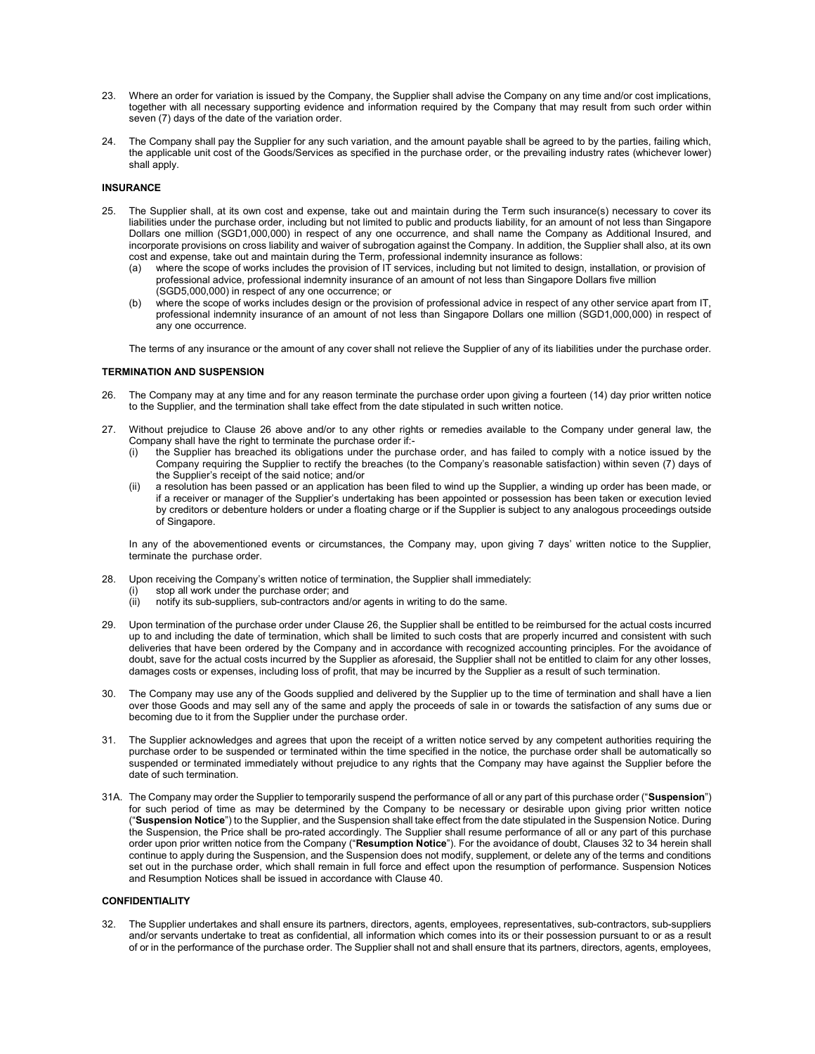23. Where an order for variation is issued by the Company, the Supplier shall advise the Company on any time and/or cost implications, together with all necessary supporting evidence and information required by the Company that may result from such order within seven (7) days of the date of the variation order.

24. The Company shall pay the Supplier for any such variation, and the amount payable shall be agreed to by the parties, failing which, the applicable unit cost of the Goods/Services as specified in the purchase order, or the prevailing industry rates (whichever lower) shall apply.

**INSURANCE**

25. The Supplier shall, at its own cost and expense, take out and maintain during the Term such insurance(s) necessary to cover its liabilities under the purchase order, including but not limited to public and products liability, for an amount of not less than Singapore Dollars one million (SGD1,000,000) in respect of any one occurrence, and shall name the Company as Additional Insured, and incorporate provisions on cross liability and waiver of subrogation against the Company. In addition, the Supplier shall also, at its own cost and expense, take out and maintain during the Term, professional indemnity insurance as follows:
    (a) where the scope of works includes the provision of IT services, including but not limited to design, installation, or provision of professional advice, professional indemnity insurance of an amount of not less than Singapore Dollars five million (SGD5,000,000) in respect of any one occurrence; or
    (b) where the scope of works includes design or the provision of professional advice in respect of any other service apart from IT, professional indemnity insurance of an amount of not less than Singapore Dollars one million (SGD1,000,000) in respect of any one occurrence.

    The terms of any insurance or the amount of any cover shall not relieve the Supplier of any of its liabilities under the purchase order.

**TERMINATION AND SUSPENSION**

26. The Company may at any time and for any reason terminate the purchase order upon giving a fourteen (14) day prior written notice to the Supplier, and the termination shall take effect from the date stipulated in such written notice.

27. Without prejudice to Clause 26 above and/or to any other rights or remedies available to the Company under general law, the Company shall have the right to terminate the purchase order if:-
    (i) the Supplier has breached its obligations under the purchase order, and has failed to comply with a notice issued by the Company requiring the Supplier to rectify the breaches (to the Company's reasonable satisfaction) within seven (7) days of the Supplier's receipt of the said notice; and/or
    (ii) a resolution has been passed or an application has been filed to wind up the Supplier, a winding up order has been made, or if a receiver or manager of the Supplier's undertaking has been appointed or possession has been taken or execution levied by creditors or debenture holders or under a floating charge or if the Supplier is subject to any analogous proceedings outside of Singapore.

    In any of the abovementioned events or circumstances, the Company may, upon giving 7 days' written notice to the Supplier, terminate the purchase order.

28. Upon receiving the Company's written notice of termination, the Supplier shall immediately:
    (i) stop all work under the purchase order; and
    (ii) notify its sub-suppliers, sub-contractors and/or agents in writing to do the same.

29. Upon termination of the purchase order under Clause 26, the Supplier shall be entitled to be reimbursed for the actual costs incurred up to and including the date of termination, which shall be limited to such costs that are properly incurred and consistent with such deliveries that have been ordered by the Company and in accordance with recognized accounting principles. For the avoidance of doubt, save for the actual costs incurred by the Supplier as aforesaid, the Supplier shall not be entitled to claim for any other losses, damages costs or expenses, including loss of profit, that may be incurred by the Supplier as a result of such termination.

30. The Company may use any of the Goods supplied and delivered by the Supplier up to the time of termination and shall have a lien over those Goods and may sell any of the same and apply the proceeds of sale in or towards the satisfaction of any sums due or becoming due to it from the Supplier under the purchase order.

31. The Supplier acknowledges and agrees that upon the receipt of a written notice served by any competent authorities requiring the purchase order to be suspended or terminated within the time specified in the notice, the purchase order shall be automatically so suspended or terminated immediately without prejudice to any rights that the Company may have against the Supplier before the date of such termination.

31A. The Company may order the Supplier to temporarily suspend the performance of all or any part of this purchase order ("**Suspension**") for such period of time as may be determined by the Company to be necessary or desirable upon giving prior written notice ("**Suspension Notice**") to the Supplier, and the Suspension shall take effect from the date stipulated in the Suspension Notice. During the Suspension, the Price shall be pro-rated accordingly. The Supplier shall resume performance of all or any part of this purchase order upon prior written notice from the Company ("**Resumption Notice**"). For the avoidance of doubt, Clauses 32 to 34 herein shall continue to apply during the Suspension, and the Suspension does not modify, supplement, or delete any of the terms and conditions set out in the purchase order, which shall remain in full force and effect upon the resumption of performance. Suspension Notices and Resumption Notices shall be issued in accordance with Clause 40.

**CONFIDENTIALITY**

32. The Supplier undertakes and shall ensure its partners, directors, agents, employees, representatives, sub-contractors, sub-suppliers and/or servants undertake to treat as confidential, all information which comes into its or their possession pursuant to or as a result of or in the performance of the purchase order. The Supplier shall not and shall ensure that its partners, directors, agents, employees,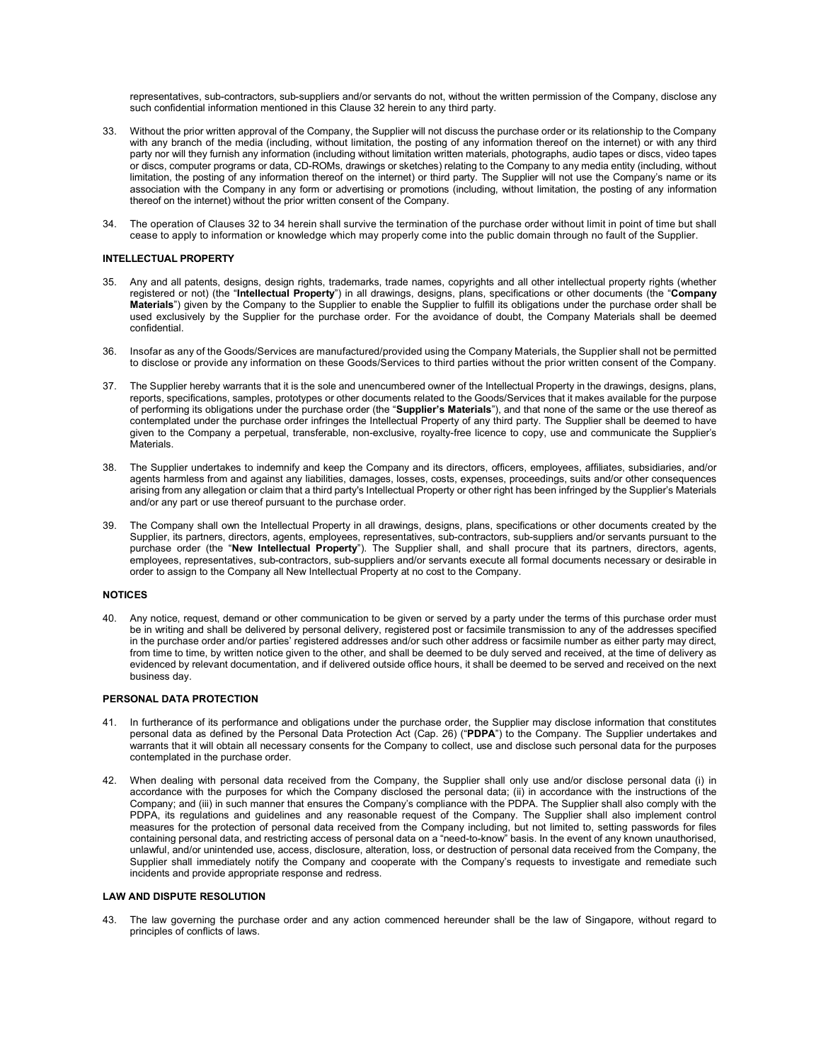representatives, sub-contractors, sub-suppliers and/or servants do not, without the written permission of the Company, disclose any such confidential information mentioned in this Clause 32 herein to any third party.

33. Without the prior written approval of the Company, the Supplier will not discuss the purchase order or its relationship to the Company with any branch of the media (including, without limitation, the posting of any information thereof on the internet) or with any third party nor will they furnish any information (including without limitation written materials, photographs, audio tapes or discs, video tapes or discs, computer programs or data, CD-ROMs, drawings or sketches) relating to the Company to any media entity (including, without limitation, the posting of any information thereof on the internet) or third party. The Supplier will not use the Company's name or its association with the Company in any form or advertising or promotions (including, without limitation, the posting of any information thereof on the internet) without the prior written consent of the Company.

34. The operation of Clauses 32 to 34 herein shall survive the termination of the purchase order without limit in point of time but shall cease to apply to information or knowledge which may properly come into the public domain through no fault of the Supplier.

### INTELLECTUAL PROPERTY

35. Any and all patents, designs, design rights, trademarks, trade names, copyrights and all other intellectual property rights (whether registered or not) (the "**Intellectual Property**") in all drawings, designs, plans, specifications or other documents (the "**Company Materials**") given by the Company to the Supplier to enable the Supplier to fulfill its obligations under the purchase order shall be used exclusively by the Supplier for the purchase order. For the avoidance of doubt, the Company Materials shall be deemed confidential.

36. Insofar as any of the Goods/Services are manufactured/provided using the Company Materials, the Supplier shall not be permitted to disclose or provide any information on these Goods/Services to third parties without the prior written consent of the Company.

37. The Supplier hereby warrants that it is the sole and unencumbered owner of the Intellectual Property in the drawings, designs, plans, reports, specifications, samples, prototypes or other documents related to the Goods/Services that it makes available for the purpose of performing its obligations under the purchase order (the "**Supplier's Materials**"), and that none of the same or the use thereof as contemplated under the purchase order infringes the Intellectual Property of any third party. The Supplier shall be deemed to have given to the Company a perpetual, transferable, non-exclusive, royalty-free licence to copy, use and communicate the Supplier's Materials.

38. The Supplier undertakes to indemnify and keep the Company and its directors, officers, employees, affiliates, subsidiaries, and/or agents harmless from and against any liabilities, damages, losses, costs, expenses, proceedings, suits and/or other consequences arising from any allegation or claim that a third party's Intellectual Property or other right has been infringed by the Supplier's Materials and/or any part or use thereof pursuant to the purchase order.

39. The Company shall own the Intellectual Property in all drawings, designs, plans, specifications or other documents created by the Supplier, its partners, directors, agents, employees, representatives, sub-contractors, sub-suppliers and/or servants pursuant to the purchase order (the "**New Intellectual Property**"). The Supplier shall, and shall procure that its partners, directors, agents, employees, representatives, sub-contractors, sub-suppliers and/or servants execute all formal documents necessary or desirable in order to assign to the Company all New Intellectual Property at no cost to the Company.

### NOTICES

40. Any notice, request, demand or other communication to be given or served by a party under the terms of this purchase order must be in writing and shall be delivered by personal delivery, registered post or facsimile transmission to any of the addresses specified in the purchase order and/or parties' registered addresses and/or such other address or facsimile number as either party may direct, from time to time, by written notice given to the other, and shall be deemed to be duly served and received, at the time of delivery as evidenced by relevant documentation, and if delivered outside office hours, it shall be deemed to be served and received on the next business day.

### PERSONAL DATA PROTECTION

41. In furtherance of its performance and obligations under the purchase order, the Supplier may disclose information that constitutes personal data as defined by the Personal Data Protection Act (Cap. 26) ("**PDPA**") to the Company. The Supplier undertakes and warrants that it will obtain all necessary consents for the Company to collect, use and disclose such personal data for the purposes contemplated in the purchase order.

42. When dealing with personal data received from the Company, the Supplier shall only use and/or disclose personal data (i) in accordance with the purposes for which the Company disclosed the personal data; (ii) in accordance with the instructions of the Company; and (iii) in such manner that ensures the Company's compliance with the PDPA. The Supplier shall also comply with the PDPA, its regulations and guidelines and any reasonable request of the Company. The Supplier shall also implement control measures for the protection of personal data received from the Company including, but not limited to, setting passwords for files containing personal data, and restricting access of personal data on a "need-to-know" basis. In the event of any known unauthorised, unlawful, and/or unintended use, access, disclosure, alteration, loss, or destruction of personal data received from the Company, the Supplier shall immediately notify the Company and cooperate with the Company's requests to investigate and remediate such incidents and provide appropriate response and redress.

### LAW AND DISPUTE RESOLUTION

43. The law governing the purchase order and any action commenced hereunder shall be the law of Singapore, without regard to principles of conflicts of laws.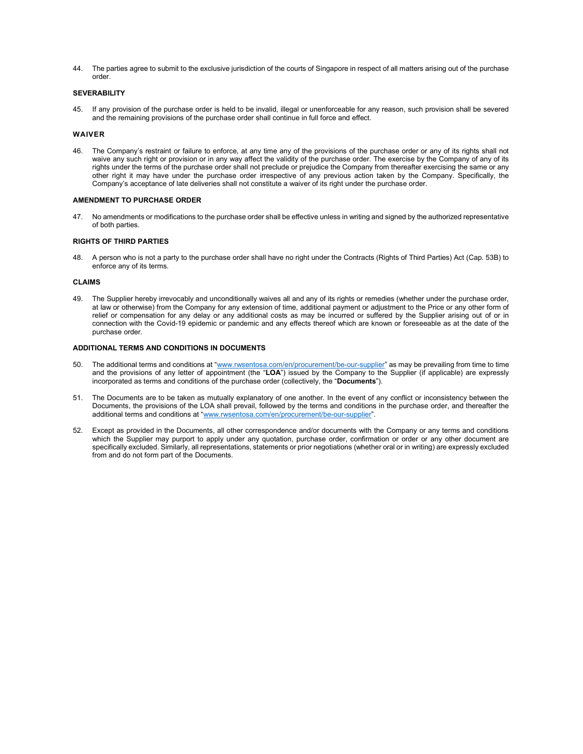44. The parties agree to submit to the exclusive jurisdiction of the courts of Singapore in respect of all matters arising out of the purchase order.

**SEVERABILITY**

45. If any provision of the purchase order is held to be invalid, illegal or unenforceable for any reason, such provision shall be severed and the remaining provisions of the purchase order shall continue in full force and effect.

**WAIVER**

46. The Company's restraint or failure to enforce, at any time any of the provisions of the purchase order or any of its rights shall not waive any such right or provision or in any way affect the validity of the purchase order. The exercise by the Company of any of its rights under the terms of the purchase order shall not preclude or prejudice the Company from thereafter exercising the same or any other right it may have under the purchase order irrespective of any previous action taken by the Company. Specifically, the Company's acceptance of late deliveries shall not constitute a waiver of its right under the purchase order.

**AMENDMENT TO PURCHASE ORDER**

47. No amendments or modifications to the purchase order shall be effective unless in writing and signed by the authorized representative of both parties.

**RIGHTS OF THIRD PARTIES**

48. A person who is not a party to the purchase order shall have no right under the Contracts (Rights of Third Parties) Act (Cap. 53B) to enforce any of its terms.

**CLAIMS**

49. The Supplier hereby irrevocably and unconditionally waives all and any of its rights or remedies (whether under the purchase order, at law or otherwise) from the Company for any extension of time, additional payment or adjustment to the Price or any other form of relief or compensation for any delay or any additional costs as may be incurred or suffered by the Supplier arising out of or in connection with the Covid-19 epidemic or pandemic and any effects thereof which are known or foreseeable as at the date of the purchase order.

**ADDITIONAL TERMS AND CONDITIONS IN DOCUMENTS**

50. The additional terms and conditions at "[www.rwsentosa.com/en/procurement/be-our-supplier](www.rwsentosa.com/en/procurement/be-our-supplier)" as may be prevailing from time to time and the provisions of any letter of appointment (the "**LOA**") issued by the Company to the Supplier (if applicable) are expressly incorporated as terms and conditions of the purchase order (collectively, the "**Documents**").

51. The Documents are to be taken as mutually explanatory of one another. In the event of any conflict or inconsistency between the Documents, the provisions of the LOA shall prevail, followed by the terms and conditions in the purchase order, and thereafter the additional terms and conditions at "[www.rwsentosa.com/en/procurement/be-our-supplier](www.rwsentosa.com/en/procurement/be-our-supplier)".

52. Except as provided in the Documents, all other correspondence and/or documents with the Company or any terms and conditions which the Supplier may purport to apply under any quotation, purchase order, confirmation or order or any other document are specifically excluded. Similarly, all representations, statements or prior negotiations (whether oral or in writing) are expressly excluded from and do not form part of the Documents.